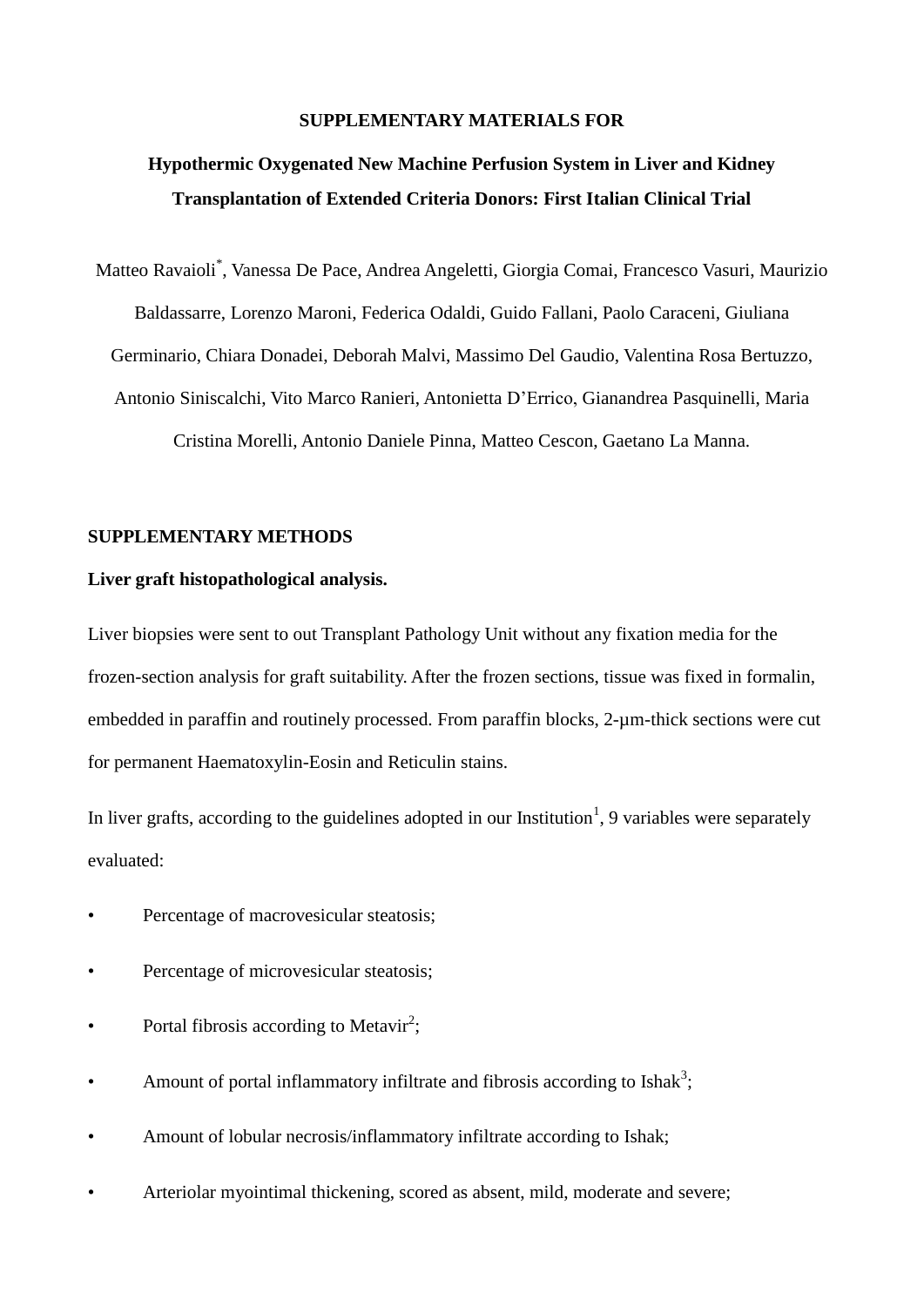**SUPPLEMENTARY MATERIALS FOR**

# Hypothermic Oxygenated New Machine Perfusion System in Liver and Kidney Transplantation of Extended Criteria Donors: First Italian Clinical Trial

Matteo Ravaioli[*], Vanessa De Pace, Andrea Angeletti, Giorgia Comai, Francesco Vasuri, Maurizio Baldassarre, Lorenzo Maroni, Federica Odaldi, Guido Fallani, Paolo Caraceni, Giuliana Germinario, Chiara Donadei, Deborah Malvi, Massimo Del Gaudio, Valentina Rosa Bertuzzo, Antonio Siniscalchi, Vito Marco Ranieri, Antonietta D'Errico, Gianandrea Pasquinelli, Maria Cristina Morelli, Antonio Daniele Pinna, Matteo Cescon, Gaetano La Manna.

## SUPPLEMENTARY METHODS

### Liver graft histopathological analysis.

Liver biopsies were sent to out Transplant Pathology Unit without any fixation media for the frozen-section analysis for graft suitability. After the frozen sections, tissue was fixed in formalin, embedded in paraffin and routinely processed. From paraffin blocks, 2-μm-thick sections were cut for permanent Haematoxylin-Eosin and Reticulin stains.

In liver grafts, according to the guidelines adopted in our Institution[1], 9 variables were separately evaluated:

- Percentage of macrovesicular steatosis;
- Percentage of microvesicular steatosis;
- Portal fibrosis according to Metavir[2];
- Amount of portal inflammatory infiltrate and fibrosis according to Ishak[3];
- Amount of lobular necrosis/inflammatory infiltrate according to Ishak;
- Arteriolar myointimal thickening, scored as absent, mild, moderate and severe;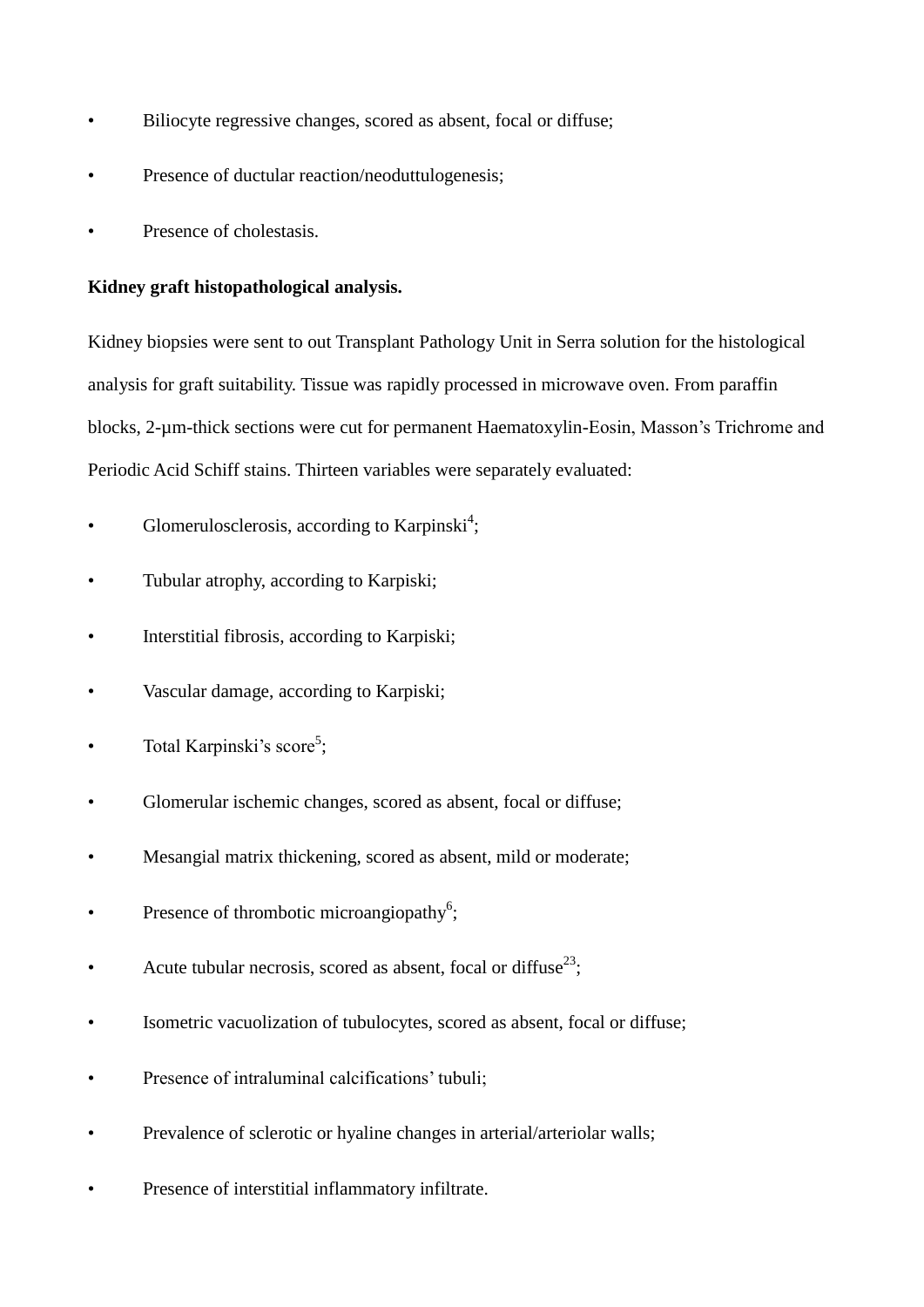- Biliocyte regressive changes, scored as absent, focal or diffuse;
- Presence of ductular reaction/neoduttulogenesis;
- Presence of cholestasis.

**Kidney graft histopathological analysis.**

Kidney biopsies were sent to out Transplant Pathology Unit in Serra solution for the histological analysis for graft suitability. Tissue was rapidly processed in microwave oven. From paraffin blocks, 2-μm-thick sections were cut for permanent Haematoxylin-Eosin, Masson's Trichrome and Periodic Acid Schiff stains. Thirteen variables were separately evaluated:

- Glomerulosclerosis, according to Karpinski[4];
- Tubular atrophy, according to Karpiski;
- Interstitial fibrosis, according to Karpiski;
- Vascular damage, according to Karpiski;
- Total Karpinski's score[5];
- Glomerular ischemic changes, scored as absent, focal or diffuse;
- Mesangial matrix thickening, scored as absent, mild or moderate;
- Presence of thrombotic microangiopathy[6];
- Acute tubular necrosis, scored as absent, focal or diffuse[23];
- Isometric vacuolization of tubulocytes, scored as absent, focal or diffuse;
- Presence of intraluminal calcifications' tubuli;
- Prevalence of sclerotic or hyaline changes in arterial/arteriolar walls;
- Presence of interstitial inflammatory infiltrate.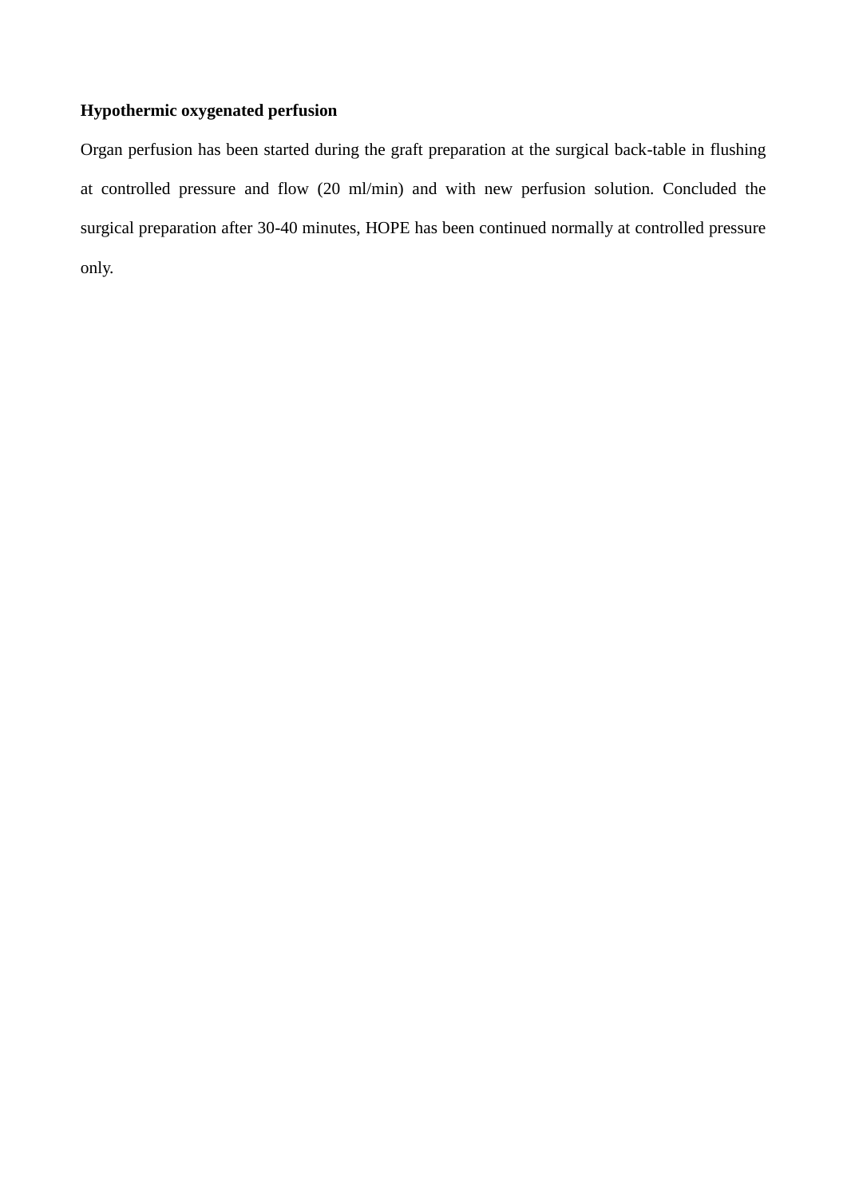**Hypothermic oxygenated perfusion**

Organ perfusion has been started during the graft preparation at the surgical back-table in flushing at controlled pressure and flow (20 ml/min) and with new perfusion solution. Concluded the surgical preparation after 30-40 minutes, HOPE has been continued normally at controlled pressure only.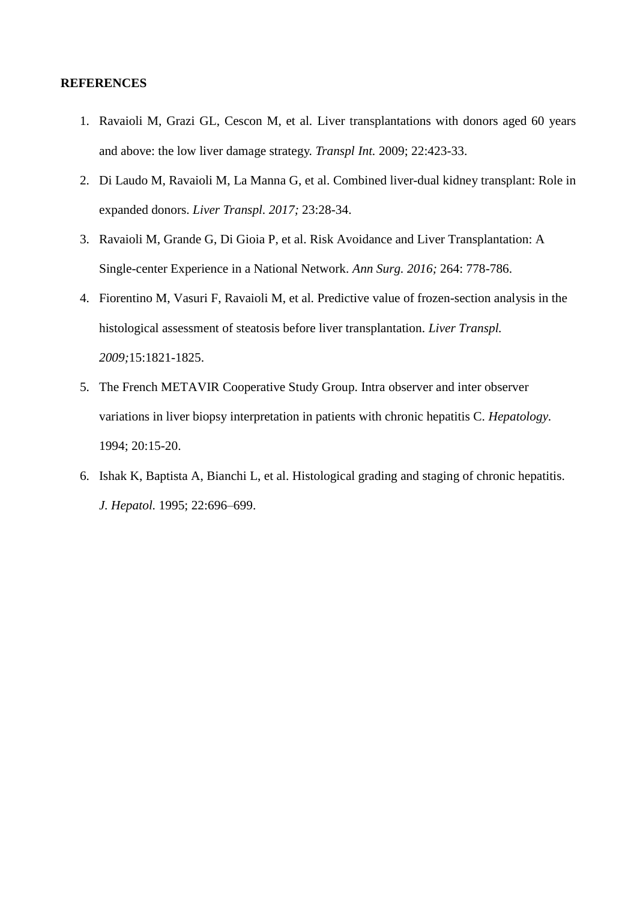**REFERENCES**

1. Ravaioli M, Grazi GL, Cescon M, et al. Liver transplantations with donors aged 60 years and above: the low liver damage strategy. *Transpl Int.* 2009; 22:423-33.
2. Di Laudo M, Ravaioli M, La Manna G, et al. Combined liver-dual kidney transplant: Role in expanded donors. *Liver Transpl. 2017;* 23:28-34.
3. Ravaioli M, Grande G, Di Gioia P, et al. Risk Avoidance and Liver Transplantation: A Single-center Experience in a National Network. *Ann Surg. 2016;* 264: 778-786.
4. Fiorentino M, Vasuri F, Ravaioli M, et al. Predictive value of frozen-section analysis in the histological assessment of steatosis before liver transplantation. *Liver Transpl. 2009;*15:1821-1825.
5. The French METAVIR Cooperative Study Group. Intra observer and inter observer variations in liver biopsy interpretation in patients with chronic hepatitis C. *Hepatology.* 1994; 20:15-20.
6. Ishak K, Baptista A, Bianchi L, et al. Histological grading and staging of chronic hepatitis. *J. Hepatol.* 1995; 22:696–699.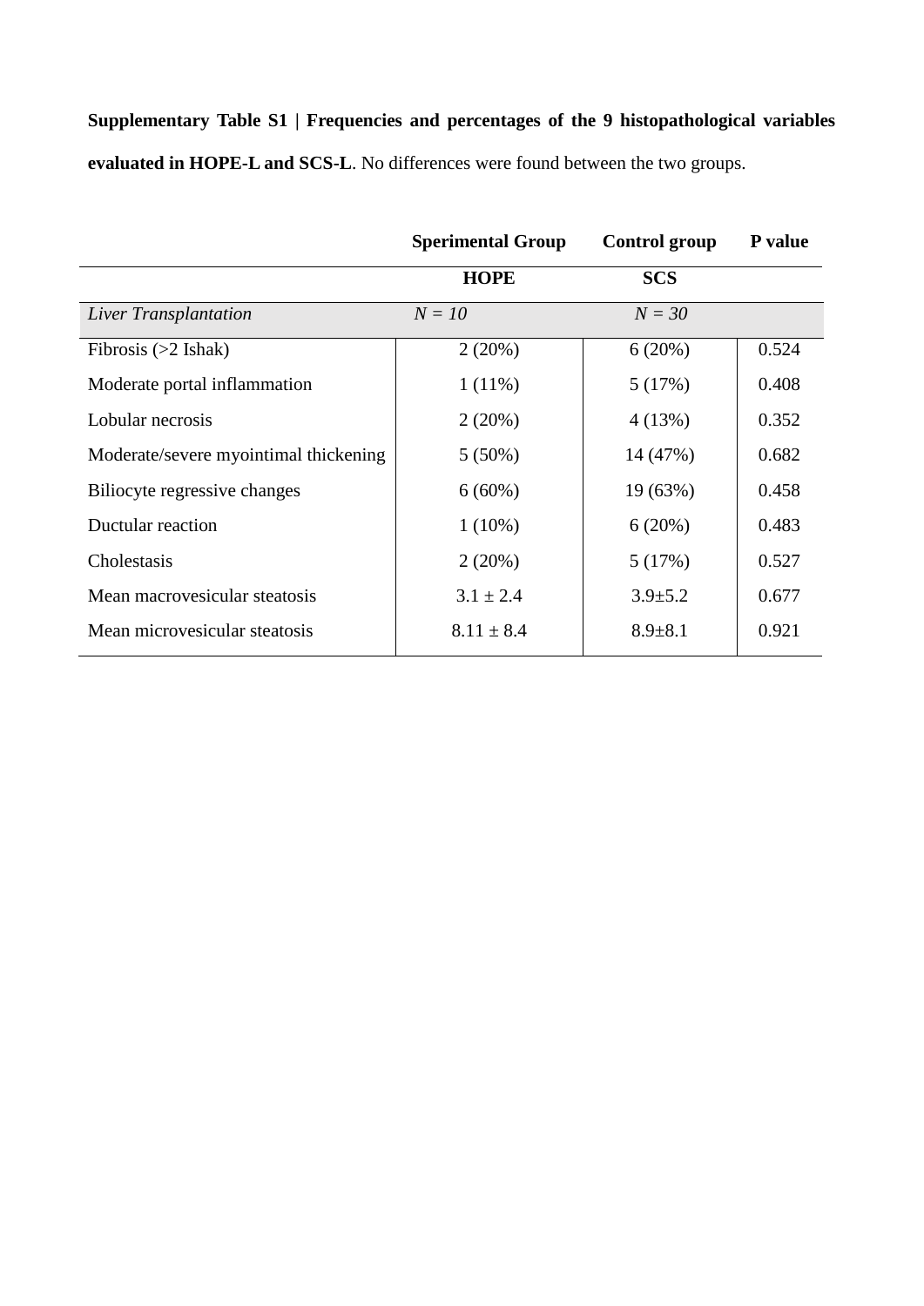**Supplementary Table S1 | Frequencies and percentages of the 9 histopathological variables evaluated in HOPE-L and SCS-L**. No differences were found between the two groups.

| | Sperimental Group | Control group | P value |
|---|---|---|---|
| | **HOPE** | **SCS** | |
| *Liver Transplantation* | *N = 10* | *N = 30* | |
| Fibrosis (>2 Ishak) | 2 (20%) | 6 (20%) | 0.524 |
| Moderate portal inflammation | 1 (11%) | 5 (17%) | 0.408 |
| Lobular necrosis | 2 (20%) | 4 (13%) | 0.352 |
| Moderate/severe myointimal thickening | 5 (50%) | 14 (47%) | 0.682 |
| Biliocyte regressive changes | 6 (60%) | 19 (63%) | 0.458 |
| Ductular reaction | 1 (10%) | 6 (20%) | 0.483 |
| Cholestasis | 2 (20%) | 5 (17%) | 0.527 |
| Mean macrovesicular steatosis | 3.1 ± 2.4 | 3.9±5.2 | 0.677 |
| Mean microvesicular steatosis | 8.11 ± 8.4 | 8.9±8.1 | 0.921 |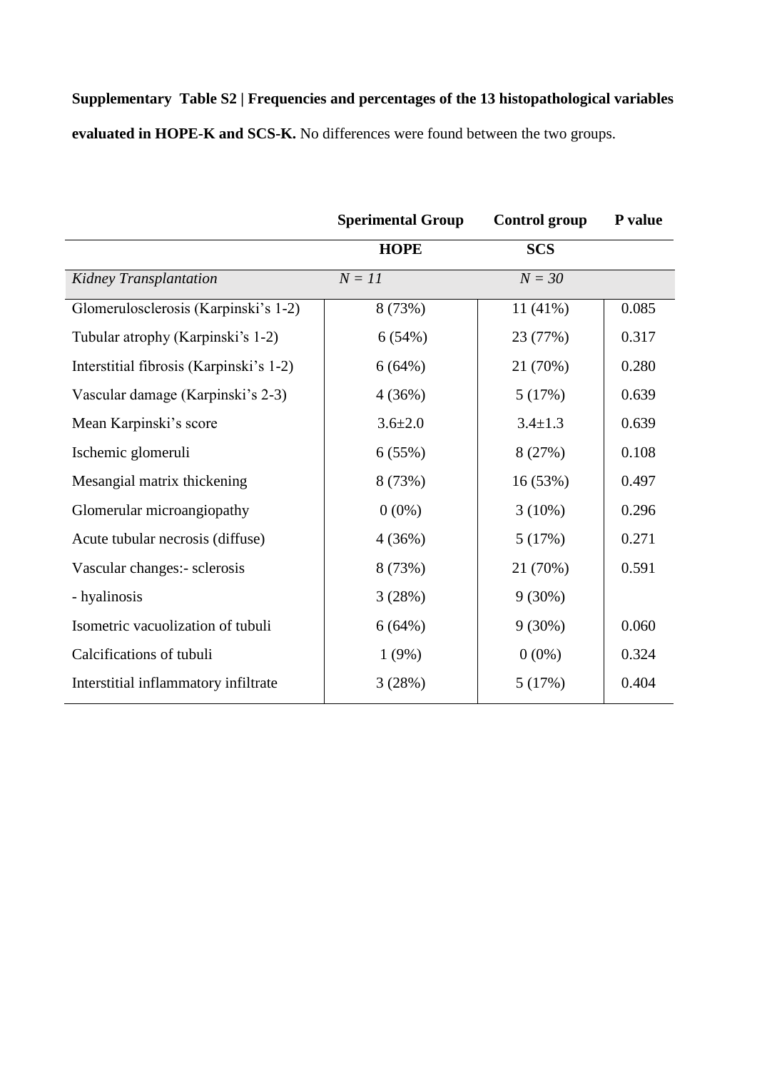**Supplementary Table S2 | Frequencies and percentages of the 13 histopathological variables evaluated in HOPE-K and SCS-K.** No differences were found between the two groups.

| | Sperimental Group | Control group | P value |
|---|---|---|---|
| | HOPE | SCS | |
| *Kidney Transplantation* | *N = 11* | *N = 30* | |
| Glomerulosclerosis (Karpinski's 1-2) | 8 (73%) | 11 (41%) | 0.085 |
| Tubular atrophy (Karpinski's 1-2) | 6 (54%) | 23 (77%) | 0.317 |
| Interstitial fibrosis (Karpinski's 1-2) | 6 (64%) | 21 (70%) | 0.280 |
| Vascular damage (Karpinski's 2-3) | 4 (36%) | 5 (17%) | 0.639 |
| Mean Karpinski's score | 3.6±2.0 | 3.4±1.3 | 0.639 |
| Ischemic glomeruli | 6 (55%) | 8 (27%) | 0.108 |
| Mesangial matrix thickening | 8 (73%) | 16 (53%) | 0.497 |
| Glomerular microangiopathy | 0 (0%) | 3 (10%) | 0.296 |
| Acute tubular necrosis (diffuse) | 4 (36%) | 5 (17%) | 0.271 |
| Vascular changes:- sclerosis | 8 (73%) | 21 (70%) | 0.591 |
| - hyalinosis | 3 (28%) | 9 (30%) | |
| Isometric vacuolization of tubuli | 6 (64%) | 9 (30%) | 0.060 |
| Calcifications of tubuli | 1 (9%) | 0 (0%) | 0.324 |
| Interstitial inflammatory infiltrate | 3 (28%) | 5 (17%) | 0.404 |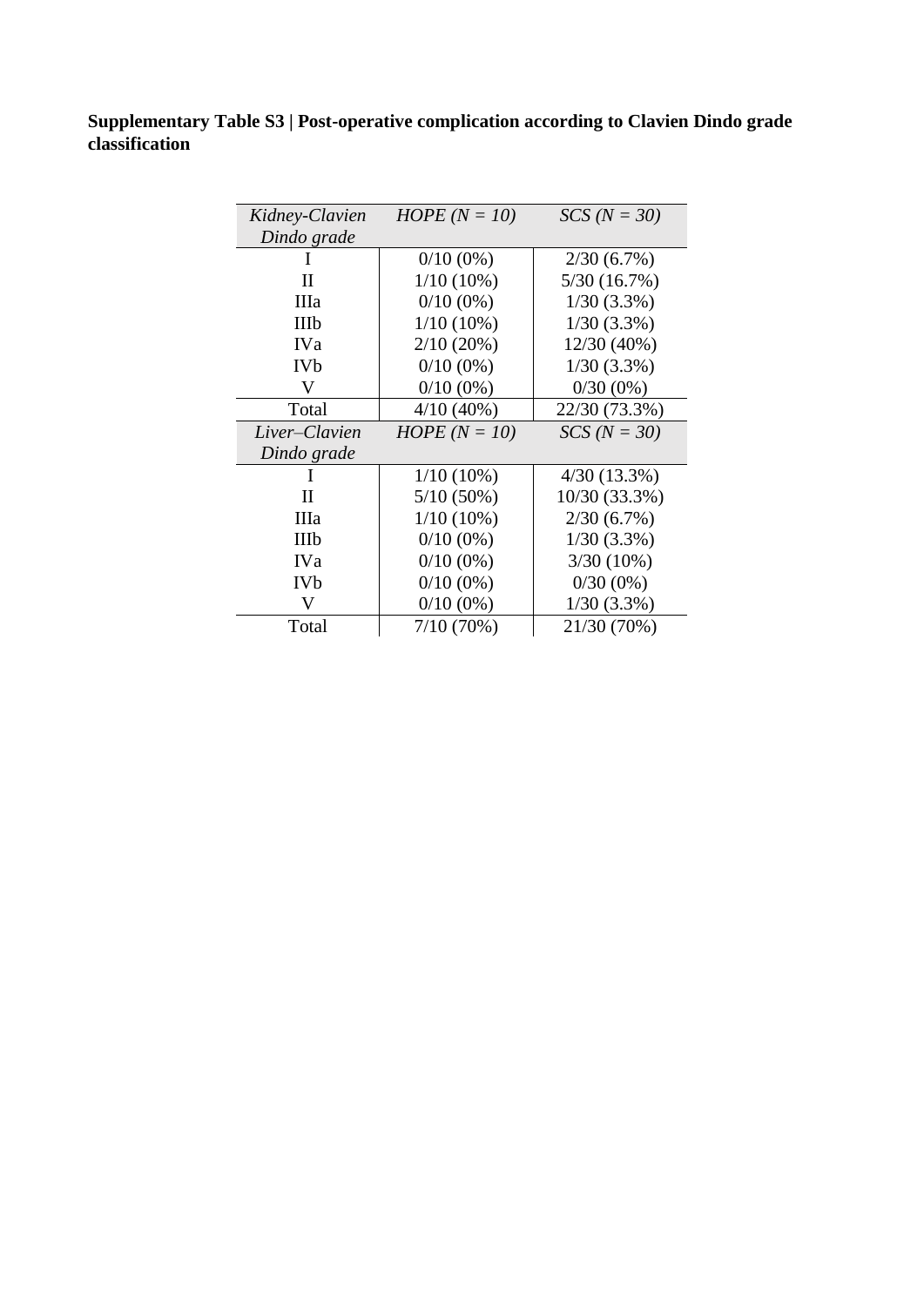**Supplementary Table S3 | Post-operative complication according to Clavien Dindo grade classification**

| *Kidney-Clavien Dindo grade* | *HOPE (N = 10)* | *SCS (N = 30)* |
|---|---|---|
| I | 0/10 (0%) | 2/30 (6.7%) |
| II | 1/10 (10%) | 5/30 (16.7%) |
| IIIa | 0/10 (0%) | 1/30 (3.3%) |
| IIIb | 1/10 (10%) | 1/30 (3.3%) |
| IVa | 2/10 (20%) | 12/30 (40%) |
| IVb | 0/10 (0%) | 1/30 (3.3%) |
| V | 0/10 (0%) | 0/30 (0%) |
| Total | 4/10 (40%) | 22/30 (73.3%) |
| *Liver–Clavien Dindo grade* | *HOPE (N = 10)* | *SCS (N = 30)* |
| I | 1/10 (10%) | 4/30 (13.3%) |
| II | 5/10 (50%) | 10/30 (33.3%) |
| IIIa | 1/10 (10%) | 2/30 (6.7%) |
| IIIb | 0/10 (0%) | 1/30 (3.3%) |
| IVa | 0/10 (0%) | 3/30 (10%) |
| IVb | 0/10 (0%) | 0/30 (0%) |
| V | 0/10 (0%) | 1/30 (3.3%) |
| Total | 7/10 (70%) | 21/30 (70%) |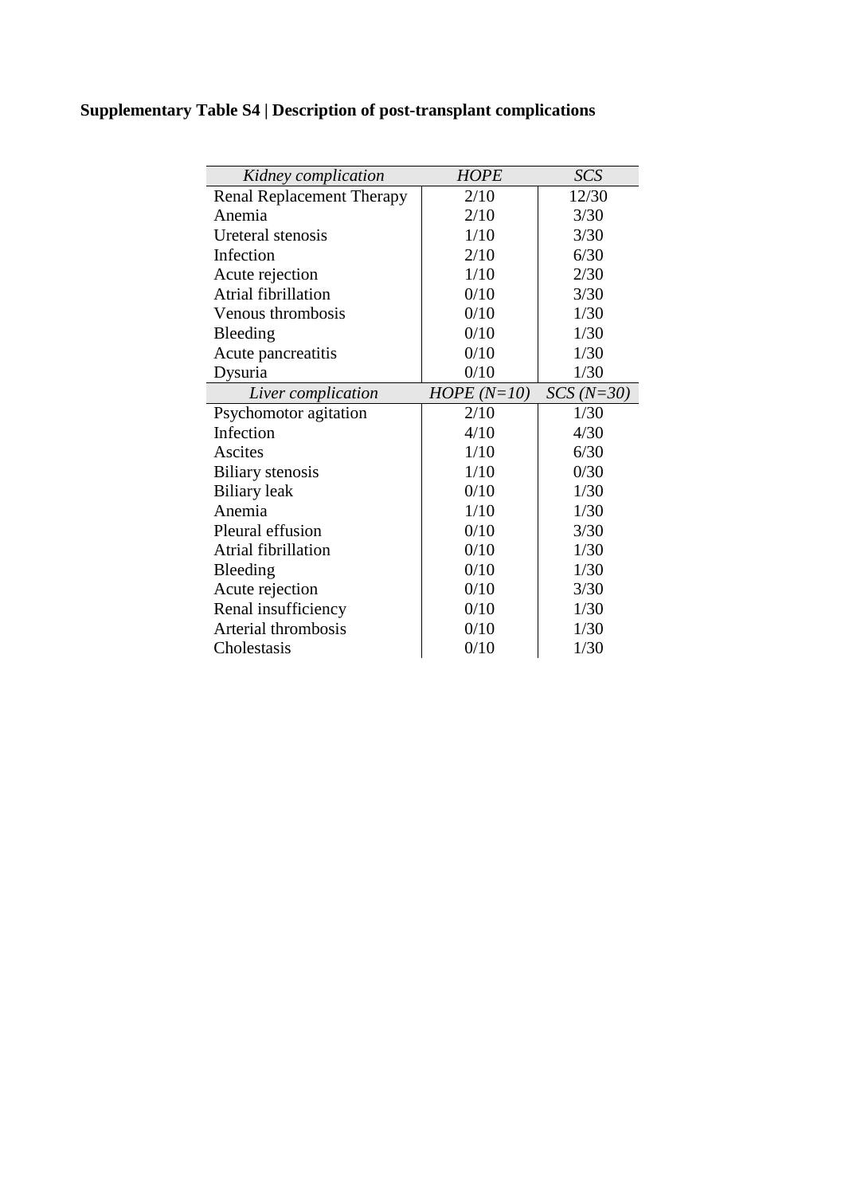**Supplementary Table S4 | Description of post-transplant complications**

| *Kidney complication* | *HOPE* | *SCS* |
|---|---|---|
| Renal Replacement Therapy | 2/10 | 12/30 |
| Anemia | 2/10 | 3/30 |
| Ureteral stenosis | 1/10 | 3/30 |
| Infection | 2/10 | 6/30 |
| Acute rejection | 1/10 | 2/30 |
| Atrial fibrillation | 0/10 | 3/30 |
| Venous thrombosis | 0/10 | 1/30 |
| Bleeding | 0/10 | 1/30 |
| Acute pancreatitis | 0/10 | 1/30 |
| Dysuria | 0/10 | 1/30 |
| *Liver complication* | *HOPE (N=10)* | *SCS (N=30)* |
| Psychomotor agitation | 2/10 | 1/30 |
| Infection | 4/10 | 4/30 |
| Ascites | 1/10 | 6/30 |
| Biliary stenosis | 1/10 | 0/30 |
| Biliary leak | 0/10 | 1/30 |
| Anemia | 1/10 | 1/30 |
| Pleural effusion | 0/10 | 3/30 |
| Atrial fibrillation | 0/10 | 1/30 |
| Bleeding | 0/10 | 1/30 |
| Acute rejection | 0/10 | 3/30 |
| Renal insufficiency | 0/10 | 1/30 |
| Arterial thrombosis | 0/10 | 1/30 |
| Cholestasis | 0/10 | 1/30 |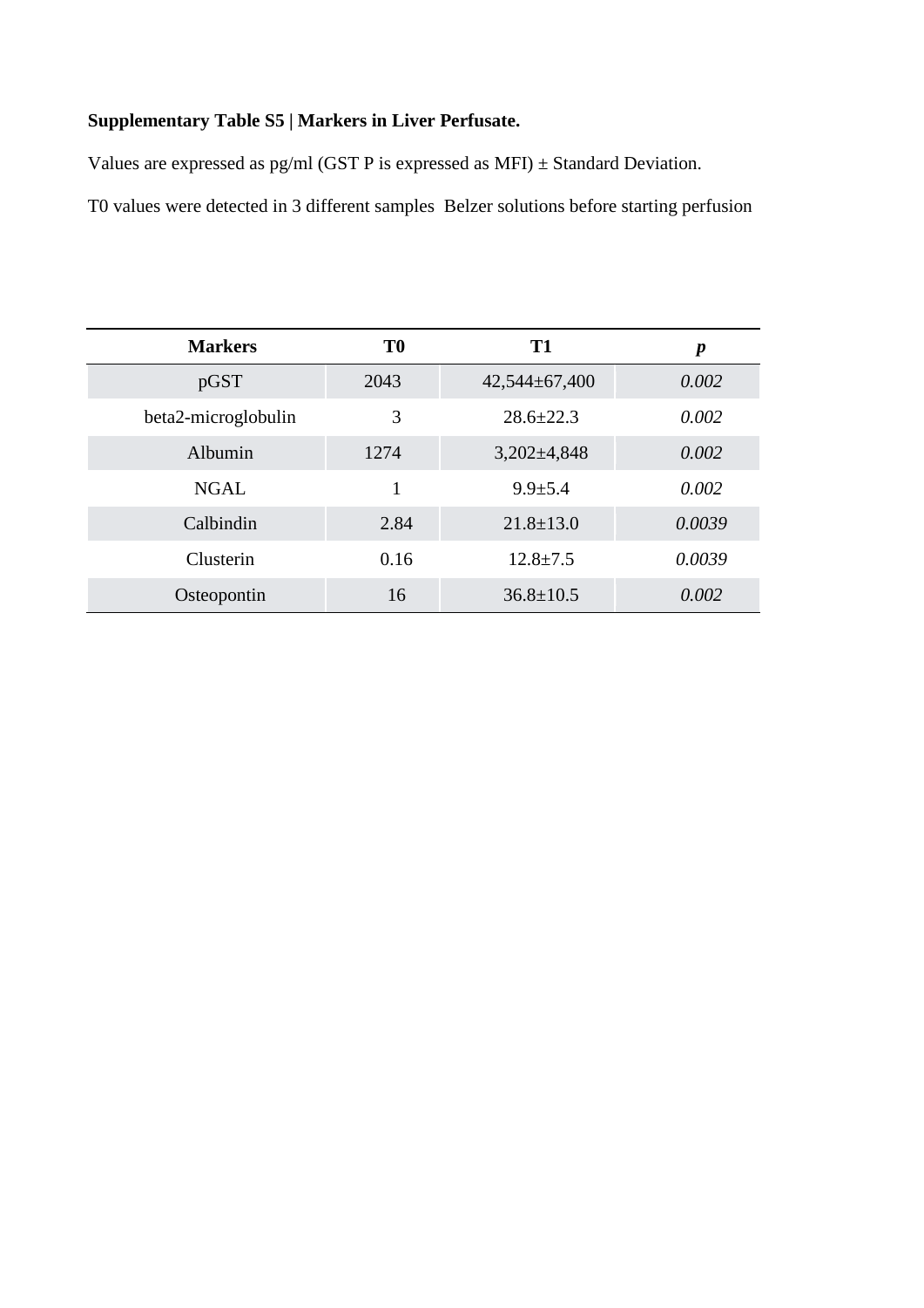**Supplementary Table S5 | Markers in Liver Perfusate.**

Values are expressed as pg/ml (GST P is expressed as MFI) ± Standard Deviation.

T0 values were detected in 3 different samples  Belzer solutions before starting perfusion

| **Markers** | **T0** | **T1** | ***p*** |
|---|---|---|---|
| pGST | 2043 | 42,544±67,400 | *0.002* |
| beta2-microglobulin | 3 | 28.6±22.3 | *0.002* |
| Albumin | 1274 | 3,202±4,848 | *0.002* |
| NGAL | 1 | 9.9±5.4 | *0.002* |
| Calbindin | 2.84 | 21.8±13.0 | *0.0039* |
| Clusterin | 0.16 | 12.8±7.5 | *0.0039* |
| Osteopontin | 16 | 36.8±10.5 | *0.002* |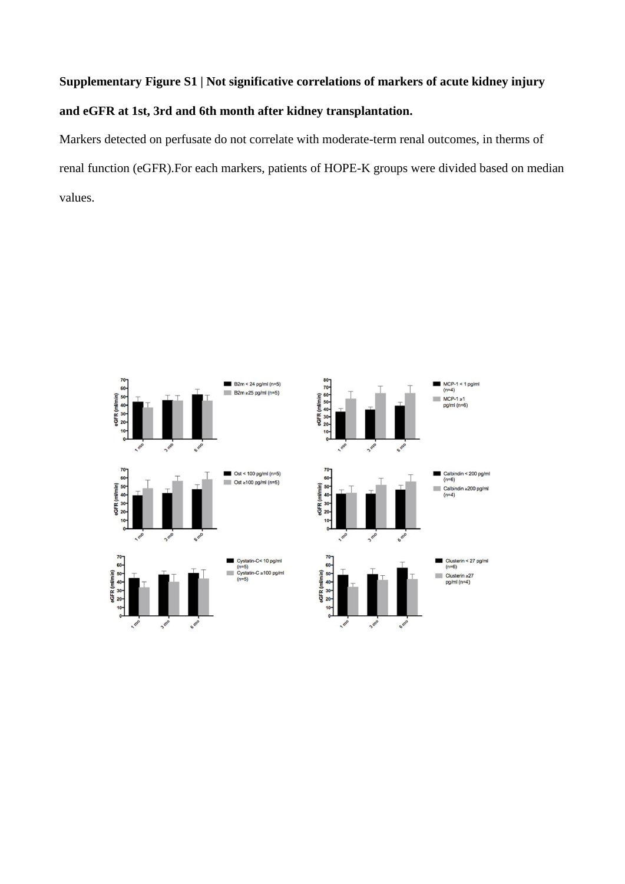**Supplementary Figure S1 | Not significative correlations of markers of acute kidney injury and eGFR at 1st, 3rd and 6th month after kidney transplantation.**

Markers detected on perfusate do not correlate with moderate-term renal outcomes, in therms of renal function (eGFR).For each markers, patients of HOPE-K groups were divided based on median values.

eGFR (ml/min)
0 10 20 30 40 50 60 70
1 mo 3 mo 6 mo
B2m < 24 pg/ml (n=5)
B2m ≥25 pg/ml (n=5)

eGFR (ml/min)
0 10 20 30 40 50 60 70 80
1 mo 3 mo 6 mo
MCP-1 < 1 pg/ml (n=4)
MCP-1 ≥1 pg/ml (n=6)

eGFR (ml/min)
0 10 20 30 40 50 60 70
1 mo 3 mo 6 mo
Ost < 100 pg/ml (n=5)
Ost ≥100 pg/ml (n=5)

eGFR (ml/min)
0 10 20 30 40 50 60 70
1 mo 3 mo 6 mo
Calbindin < 200 pg/ml (n=6)
Calbindin ≥200 pg/ml (n=4)

eGFR (ml/min)
0 10 20 30 40 50 60 70
1 mo 3 mo 6 mo
Cystatin-C< 10 pg/ml (n=5)
Cystatin-C ≥100 pg/ml (n=5)

eGFR (ml/min)
0 10 20 30 40 50 60 70
1 mo 3 mo 6 mo
Clusterin < 27 pg/ml (n=6)
Clusterin ≥27 pg/ml (n=4)